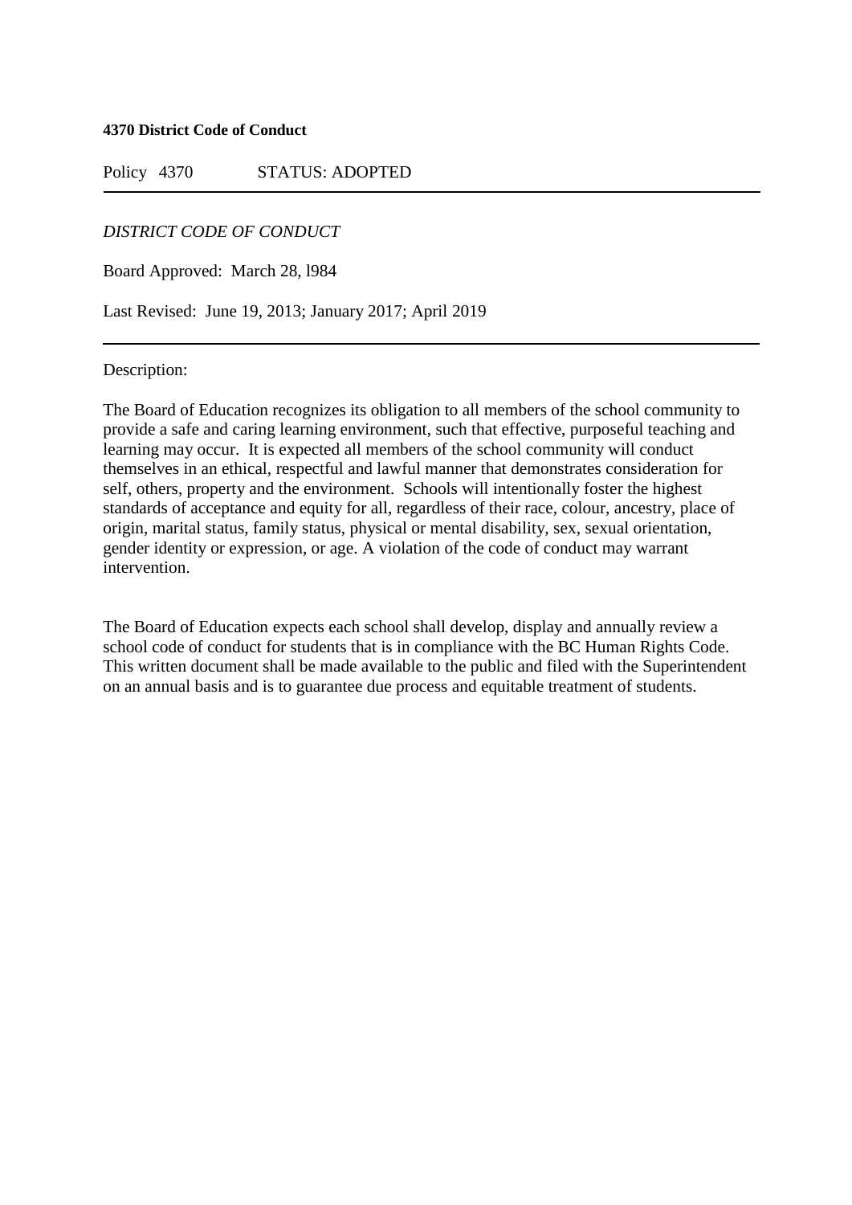**4370 District Code of Conduct**

Policy 4370 STATUS: ADOPTED

---

*DISTRICT CODE OF CONDUCT*

Board Approved: March 28, l984

Last Revised: June 19, 2013; January 2017; April 2019

---

Description:

The Board of Education recognizes its obligation to all members of the school community to provide a safe and caring learning environment, such that effective, purposeful teaching and learning may occur. It is expected all members of the school community will conduct themselves in an ethical, respectful and lawful manner that demonstrates consideration for self, others, property and the environment. Schools will intentionally foster the highest standards of acceptance and equity for all, regardless of their race, colour, ancestry, place of origin, marital status, family status, physical or mental disability, sex, sexual orientation, gender identity or expression, or age. A violation of the code of conduct may warrant intervention.

The Board of Education expects each school shall develop, display and annually review a school code of conduct for students that is in compliance with the BC Human Rights Code. This written document shall be made available to the public and filed with the Superintendent on an annual basis and is to guarantee due process and equitable treatment of students.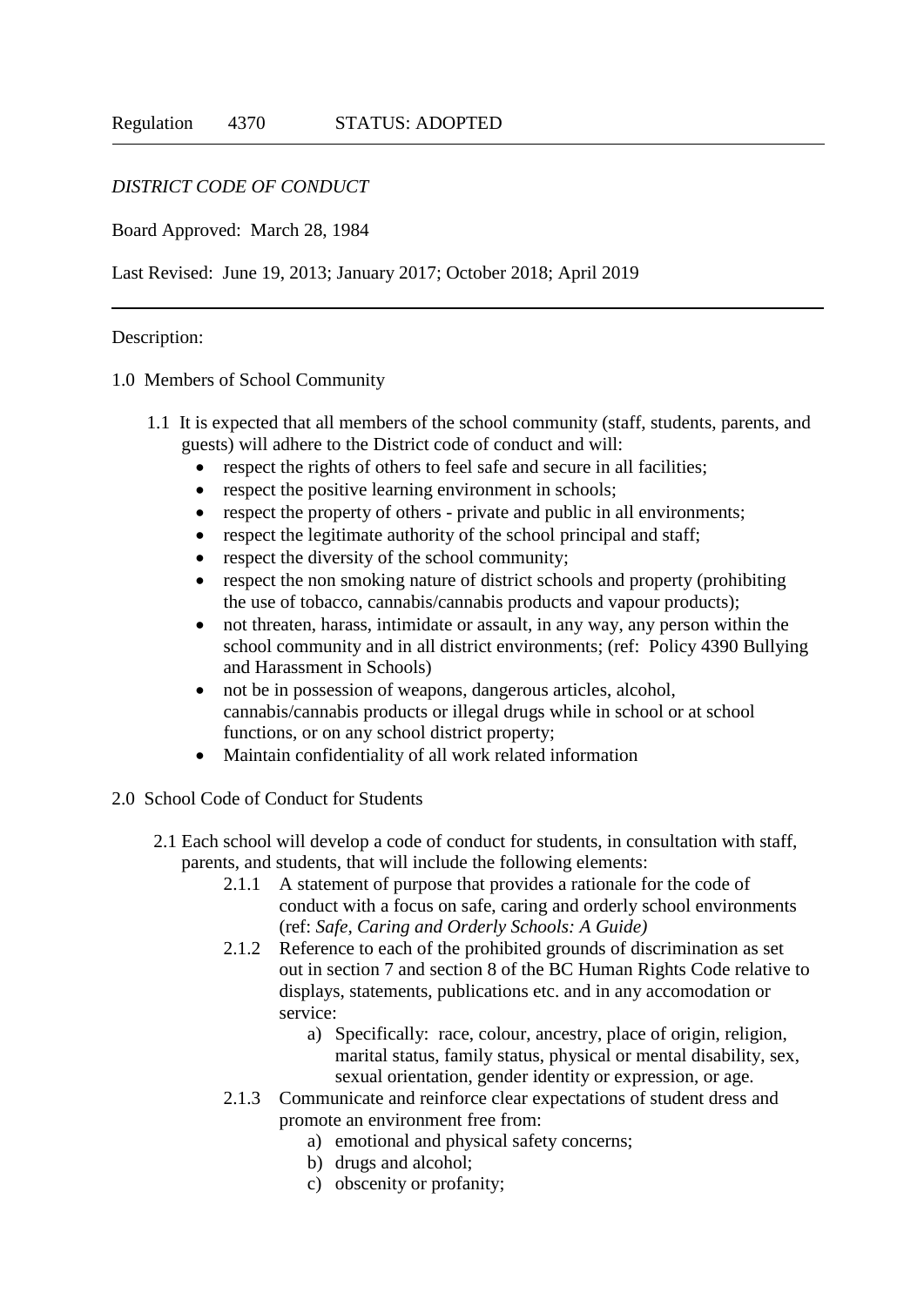Regulation 4370 STATUS: ADOPTED

---

*DISTRICT CODE OF CONDUCT*

Board Approved: March 28, 1984

Last Revised: June 19, 2013; January 2017; October 2018; April 2019

---

Description:

1.0 Members of School Community

1.1 It is expected that all members of the school community (staff, students, parents, and guests) will adhere to the District code of conduct and will:

- respect the rights of others to feel safe and secure in all facilities;
- respect the positive learning environment in schools;
- respect the property of others - private and public in all environments;
- respect the legitimate authority of the school principal and staff;
- respect the diversity of the school community;
- respect the non smoking nature of district schools and property (prohibiting the use of tobacco, cannabis/cannabis products and vapour products);
- not threaten, harass, intimidate or assault, in any way, any person within the school community and in all district environments; (ref: Policy 4390 Bullying and Harassment in Schools)
- not be in possession of weapons, dangerous articles, alcohol, cannabis/cannabis products or illegal drugs while in school or at school functions, or on any school district property;
- Maintain confidentiality of all work related information

2.0 School Code of Conduct for Students

2.1 Each school will develop a code of conduct for students, in consultation with staff, parents, and students, that will include the following elements:

2.1.1 A statement of purpose that provides a rationale for the code of conduct with a focus on safe, caring and orderly school environments (ref: *Safe, Caring and Orderly Schools: A Guide)*

2.1.2 Reference to each of the prohibited grounds of discrimination as set out in section 7 and section 8 of the BC Human Rights Code relative to displays, statements, publications etc. and in any accomodation or service:

a) Specifically: race, colour, ancestry, place of origin, religion, marital status, family status, physical or mental disability, sex, sexual orientation, gender identity or expression, or age.

2.1.3 Communicate and reinforce clear expectations of student dress and promote an environment free from:

a) emotional and physical safety concerns;
b) drugs and alcohol;
c) obscenity or profanity;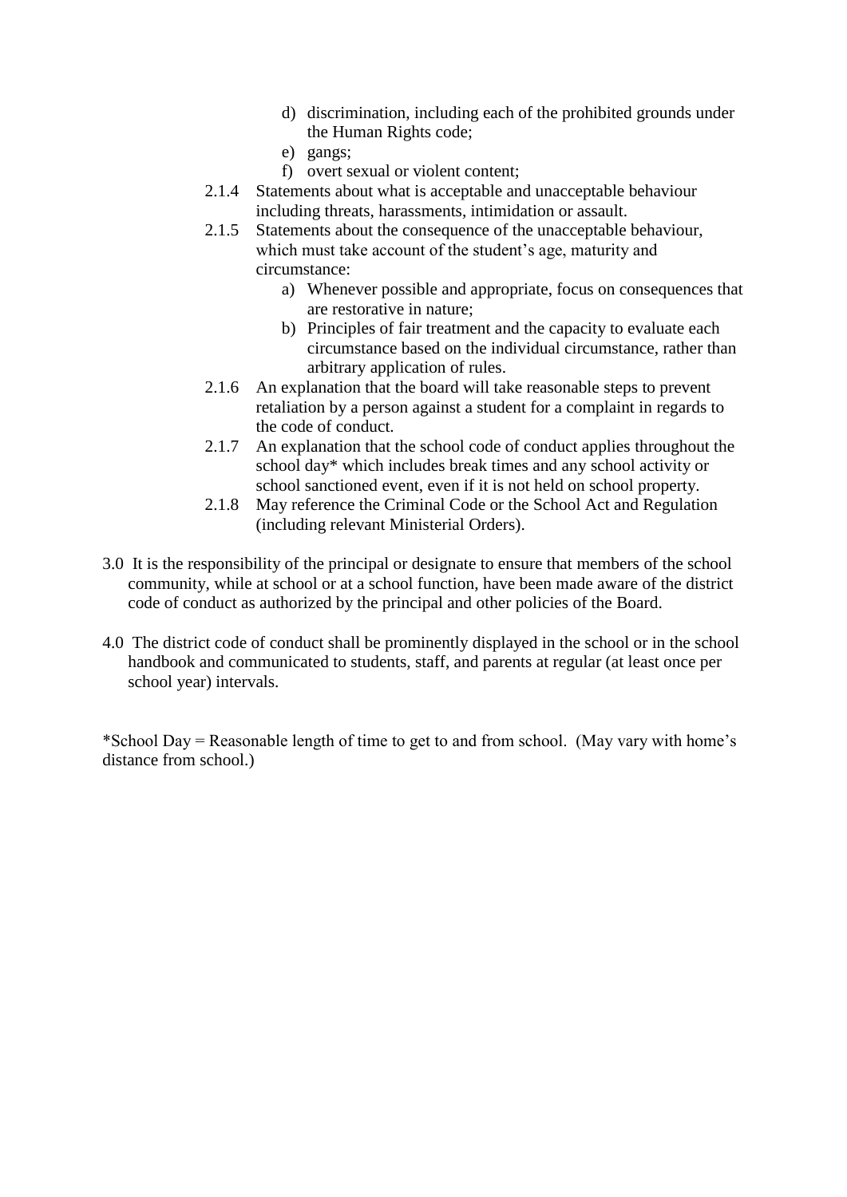d) discrimination, including each of the prohibited grounds under the Human Rights code;
e) gangs;
f) overt sexual or violent content;

2.1.4 Statements about what is acceptable and unacceptable behaviour including threats, harassments, intimidation or assault.

2.1.5 Statements about the consequence of the unacceptable behaviour, which must take account of the student's age, maturity and circumstance:

a) Whenever possible and appropriate, focus on consequences that are restorative in nature;
b) Principles of fair treatment and the capacity to evaluate each circumstance based on the individual circumstance, rather than arbitrary application of rules.

2.1.6 An explanation that the board will take reasonable steps to prevent retaliation by a person against a student for a complaint in regards to the code of conduct.

2.1.7 An explanation that the school code of conduct applies throughout the school day* which includes break times and any school activity or school sanctioned event, even if it is not held on school property.

2.1.8 May reference the Criminal Code or the School Act and Regulation (including relevant Ministerial Orders).

3.0 It is the responsibility of the principal or designate to ensure that members of the school community, while at school or at a school function, have been made aware of the district code of conduct as authorized by the principal and other policies of the Board.

4.0 The district code of conduct shall be prominently displayed in the school or in the school handbook and communicated to students, staff, and parents at regular (at least once per school year) intervals.

*School Day = Reasonable length of time to get to and from school. (May vary with home's distance from school.)